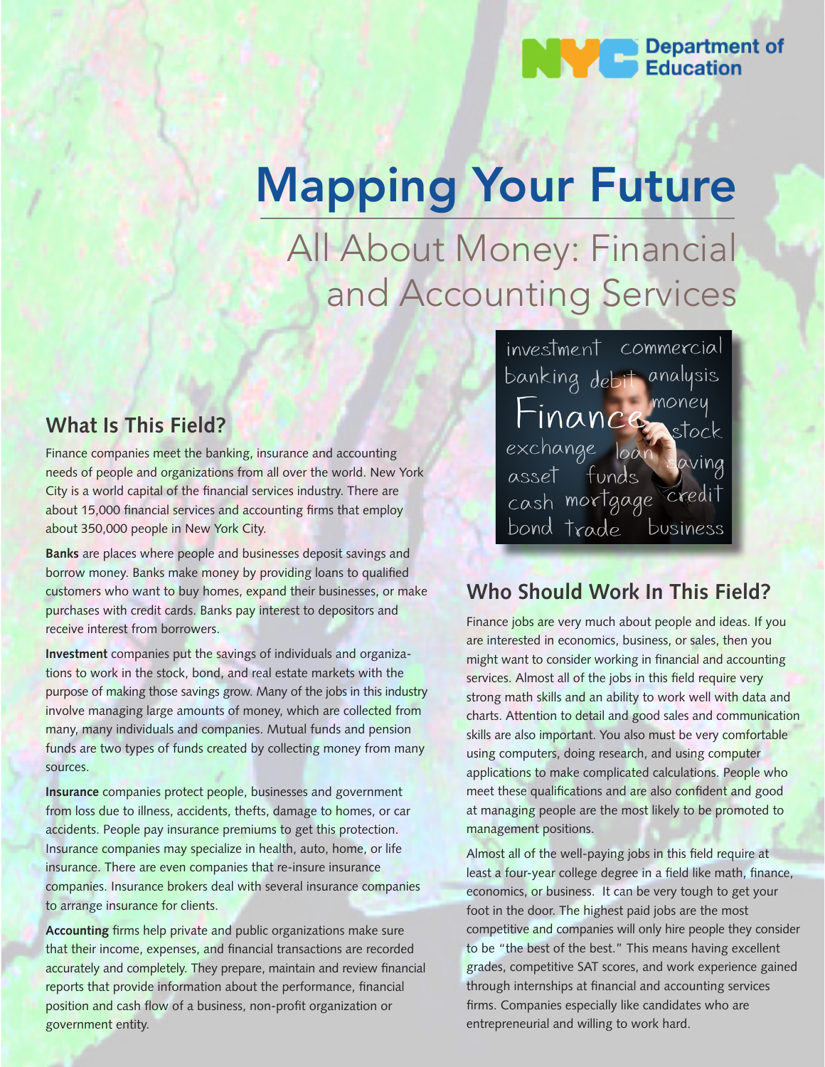# Mapping Your Future

## All About Money: Financial and Accounting Services

## What Is This Field?

Finance companies meet the banking, insurance and accounting needs of people and organizations from all over the world. New York City is a world capital of the financial services industry. There are about 15,000 financial services and accounting firms that employ about 350,000 people in New York City.

**Banks** are places where people and businesses deposit savings and borrow money. Banks make money by providing loans to qualified customers who want to buy homes, expand their businesses, or make purchases with credit cards. Banks pay interest to depositors and receive interest from borrowers.

**Investment** companies put the savings of individuals and organizations to work in the stock, bond, and real estate markets with the purpose of making those savings grow. Many of the jobs in this industry involve managing large amounts of money, which are collected from many, many individuals and companies. Mutual funds and pension funds are two types of funds created by collecting money from many sources.

**Insurance** companies protect people, businesses and government from loss due to illness, accidents, thefts, damage to homes, or car accidents. People pay insurance premiums to get this protection. Insurance companies may specialize in health, auto, home, or life insurance. There are even companies that re-insure insurance companies. Insurance brokers deal with several insurance companies to arrange insurance for clients.

**Accounting** firms help private and public organizations make sure that their income, expenses, and financial transactions are recorded accurately and completely. They prepare, maintain and review financial reports that provide information about the performance, financial position and cash flow of a business, non-profit organization or government entity.

## Who Should Work In This Field?

Finance jobs are very much about people and ideas. If you are interested in economics, business, or sales, then you might want to consider working in financial and accounting services. Almost all of the jobs in this field require very strong math skills and an ability to work well with data and charts. Attention to detail and good sales and communication skills are also important. You also must be very comfortable using computers, doing research, and using computer applications to make complicated calculations. People who meet these qualifications and are also confident and good at managing people are the most likely to be promoted to management positions.

Almost all of the well-paying jobs in this field require at least a four-year college degree in a field like math, finance, economics, or business. It can be very tough to get your foot in the door. The highest paid jobs are the most competitive and companies will only hire people they consider to be "the best of the best." This means having excellent grades, competitive SAT scores, and work experience gained through internships at financial and accounting services firms. Companies especially like candidates who are entrepreneurial and willing to work hard.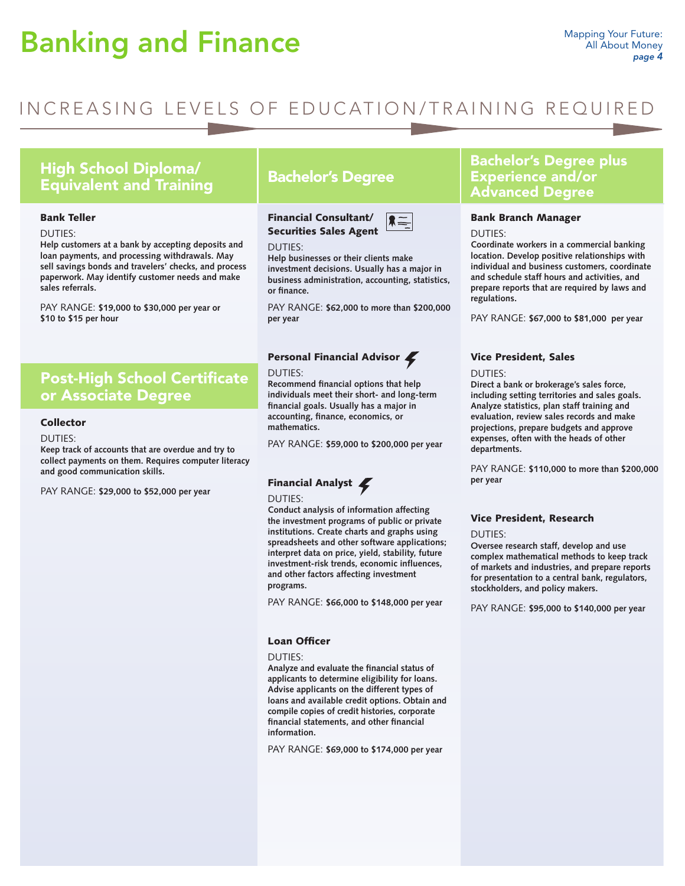# Banking and Finance

INCREASING LEVELS OF EDUCATION/TRAINING REQUIRED

## High School Diploma/ Equivalent and Training

### Bank Teller

DUTIES:

**Help customers at a bank by accepting deposits and loan payments, and processing withdrawals. May sell savings bonds and travelers' checks, and process paperwork. May identify customer needs and make sales referrals.**

PAY RANGE: **$19,000 to $30,000 per year or $10 to $15 per hour**

## Post-High School Certificate or Associate Degree

### Collector

DUTIES:

**Keep track of accounts that are overdue and try to collect payments on them. Requires computer literacy and good communication skills.**

PAY RANGE: **$29,000 to $52,000 per year**

## Bachelor's Degree

### Financial Consultant/ Securities Sales Agent

DUTIES:

**Help businesses or their clients make investment decisions. Usually has a major in business administration, accounting, statistics, or finance.**

PAY RANGE: **$62,000 to more than $200,000 per year**

### Personal Financial Advisor

DUTIES:

**Recommend financial options that help individuals meet their short- and long-term financial goals. Usually has a major in accounting, finance, economics, or mathematics.**

PAY RANGE: **$59,000 to $200,000 per year**

### Financial Analyst

DUTIES:

**Conduct analysis of information affecting the investment programs of public or private institutions. Create charts and graphs using spreadsheets and other software applications; interpret data on price, yield, stability, future investment-risk trends, economic influences, and other factors affecting investment programs.**

PAY RANGE: **$66,000 to $148,000 per year**

### Loan Officer

DUTIES:

**Analyze and evaluate the financial status of applicants to determine eligibility for loans. Advise applicants on the different types of loans and available credit options. Obtain and compile copies of credit histories, corporate financial statements, and other financial information.**

PAY RANGE: **$69,000 to $174,000 per year**

## Bachelor's Degree plus Experience and/or Advanced Degree

### Bank Branch Manager

DUTIES:

**Coordinate workers in a commercial banking location. Develop positive relationships with individual and business customers, coordinate and schedule staff hours and activities, and prepare reports that are required by laws and regulations.**

PAY RANGE: **$67,000 to $81,000 per year**

### Vice President, Sales

DUTIES:

**Direct a bank or brokerage's sales force, including setting territories and sales goals. Analyze statistics, plan staff training and evaluation, review sales records and make projections, prepare budgets and approve expenses, often with the heads of other departments.**

PAY RANGE: **$110,000 to more than $200,000 per year**

### Vice President, Research

DUTIES:

**Oversee research staff, develop and use complex mathematical methods to keep track of markets and industries, and prepare reports for presentation to a central bank, regulators, stockholders, and policy makers.**

PAY RANGE: **$95,000 to $140,000 per year**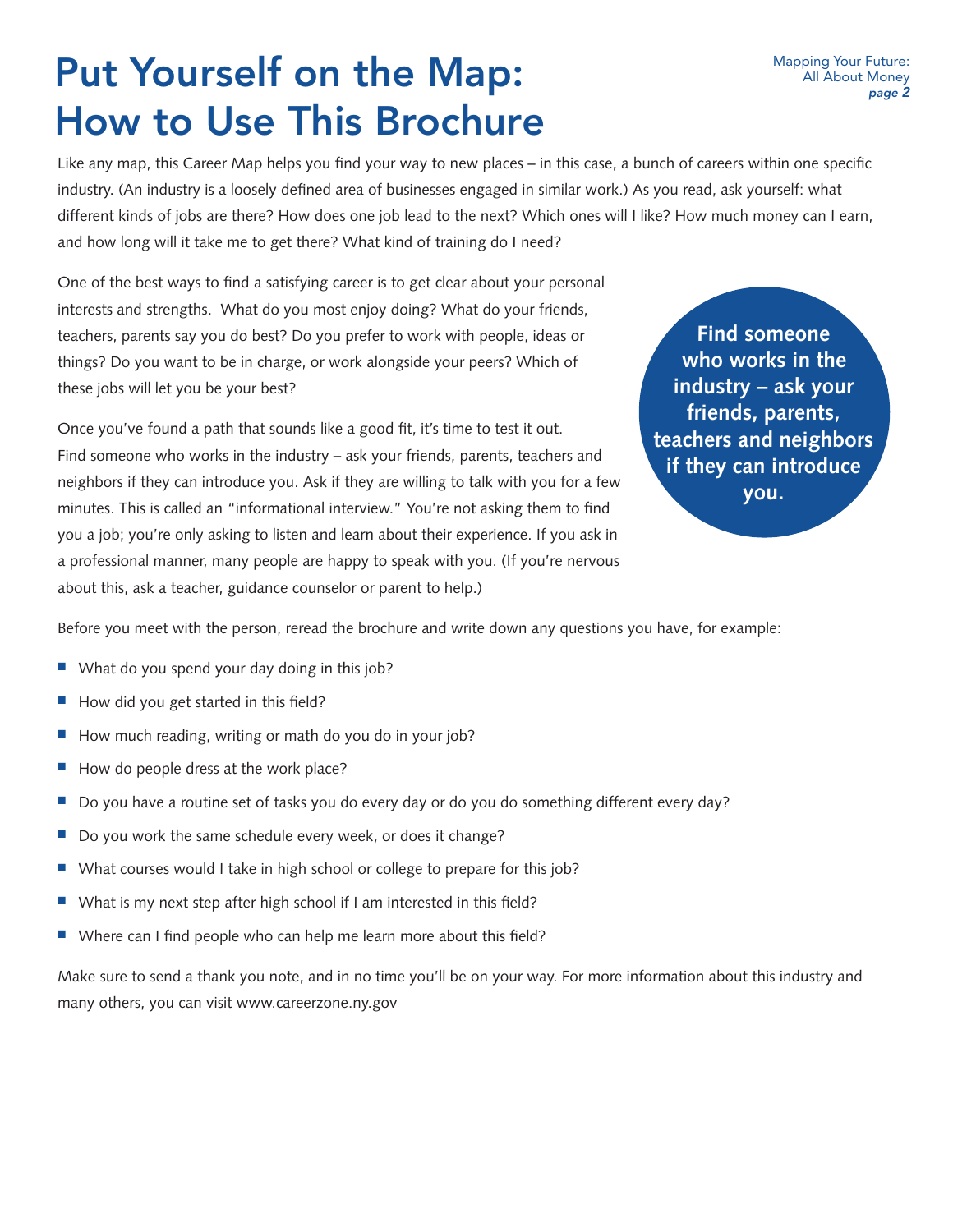# Put Yourself on the Map: How to Use This Brochure

Like any map, this Career Map helps you find your way to new places – in this case, a bunch of careers within one specific industry. (An industry is a loosely defined area of businesses engaged in similar work.) As you read, ask yourself: what different kinds of jobs are there? How does one job lead to the next? Which ones will I like? How much money can I earn, and how long will it take me to get there? What kind of training do I need?

One of the best ways to find a satisfying career is to get clear about your personal interests and strengths. What do you most enjoy doing? What do your friends, teachers, parents say you do best? Do you prefer to work with people, ideas or things? Do you want to be in charge, or work alongside your peers? Which of these jobs will let you be your best?

**Find someone who works in the industry – ask your friends, parents, teachers and neighbors if they can introduce you.**

Once you've found a path that sounds like a good fit, it's time to test it out. Find someone who works in the industry – ask your friends, parents, teachers and neighbors if they can introduce you. Ask if they are willing to talk with you for a few minutes. This is called an "informational interview." You're not asking them to find you a job; you're only asking to listen and learn about their experience. If you ask in a professional manner, many people are happy to speak with you. (If you're nervous about this, ask a teacher, guidance counselor or parent to help.)

Before you meet with the person, reread the brochure and write down any questions you have, for example:

- What do you spend your day doing in this job?
- How did you get started in this field?
- How much reading, writing or math do you do in your job?
- How do people dress at the work place?
- Do you have a routine set of tasks you do every day or do you do something different every day?
- Do you work the same schedule every week, or does it change?
- What courses would I take in high school or college to prepare for this job?
- What is my next step after high school if I am interested in this field?
- Where can I find people who can help me learn more about this field?

Make sure to send a thank you note, and in no time you'll be on your way. For more information about this industry and many others, you can visit www.careerzone.ny.gov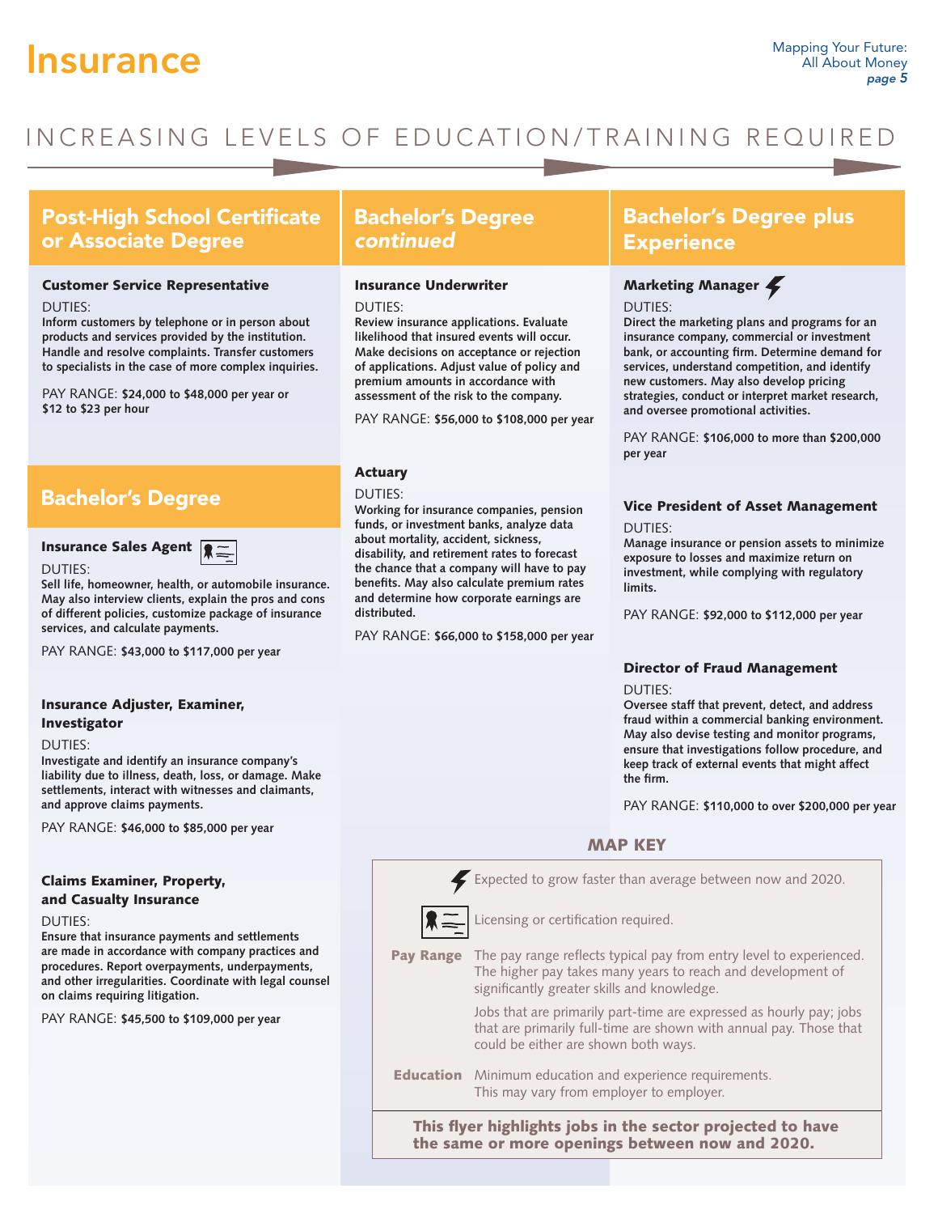# Insurance

INCREASING LEVELS OF EDUCATION/TRAINING REQUIRED

## Post-High School Certificate or Associate Degree

### Customer Service Representative

DUTIES:
**Inform customers by telephone or in person about products and services provided by the institution. Handle and resolve complaints. Transfer customers to specialists in the case of more complex inquiries.**

PAY RANGE: **$24,000 to $48,000 per year or $12 to $23 per hour**

## Bachelor's Degree

### Insurance Sales Agent (Licensing or certification required)

DUTIES:
**Sell life, homeowner, health, or automobile insurance. May also interview clients, explain the pros and cons of different policies, customize package of insurance services, and calculate payments.**

PAY RANGE: **$43,000 to $117,000 per year**

### Insurance Adjuster, Examiner, Investigator

DUTIES:
**Investigate and identify an insurance company's liability due to illness, death, loss, or damage. Make settlements, interact with witnesses and claimants, and approve claims payments.**

PAY RANGE: **$46,000 to $85,000 per year**

### Claims Examiner, Property, and Casualty Insurance

DUTIES:
**Ensure that insurance payments and settlements are made in accordance with company practices and procedures. Report overpayments, underpayments, and other irregularities. Coordinate with legal counsel on claims requiring litigation.**

PAY RANGE: **$45,500 to $109,000 per year**

## Bachelor's Degree *continued*

### Insurance Underwriter

DUTIES:
**Review insurance applications. Evaluate likelihood that insured events will occur. Make decisions on acceptance or rejection of applications. Adjust value of policy and premium amounts in accordance with assessment of the risk to the company.**

PAY RANGE: **$56,000 to $108,000 per year**

### Actuary

DUTIES:
**Working for insurance companies, pension funds, or investment banks, analyze data about mortality, accident, sickness, disability, and retirement rates to forecast the chance that a company will have to pay benefits. May also calculate premium rates and determine how corporate earnings are distributed.**

PAY RANGE: **$66,000 to $158,000 per year**

## Bachelor's Degree plus Experience

### Marketing Manager (Expected to grow faster than average)

DUTIES:
**Direct the marketing plans and programs for an insurance company, commercial or investment bank, or accounting firm. Determine demand for services, understand competition, and identify new customers. May also develop pricing strategies, conduct or interpret market research, and oversee promotional activities.**

PAY RANGE: **$106,000 to more than $200,000 per year**

### Vice President of Asset Management

DUTIES:
**Manage insurance or pension assets to minimize exposure to losses and maximize return on investment, while complying with regulatory limits.**

PAY RANGE: **$92,000 to $112,000 per year**

### Director of Fraud Management

DUTIES:
**Oversee staff that prevent, detect, and address fraud within a commercial banking environment. May also devise testing and monitor programs, ensure that investigations follow procedure, and keep track of external events that might affect the firm.**

PAY RANGE: **$110,000 to over $200,000 per year**

## MAP KEY

- (Lightning bolt) Expected to grow faster than average between now and 2020.
- (Certificate icon) Licensing or certification required.

**Pay Range** The pay range reflects typical pay from entry level to experienced. The higher pay takes many years to reach and development of significantly greater skills and knowledge.

Jobs that are primarily part-time are expressed as hourly pay; jobs that are primarily full-time are shown with annual pay. Those that could be either are shown both ways.

**Education** Minimum education and experience requirements. This may vary from employer to employer.

**This flyer highlights jobs in the sector projected to have the same or more openings between now and 2020.**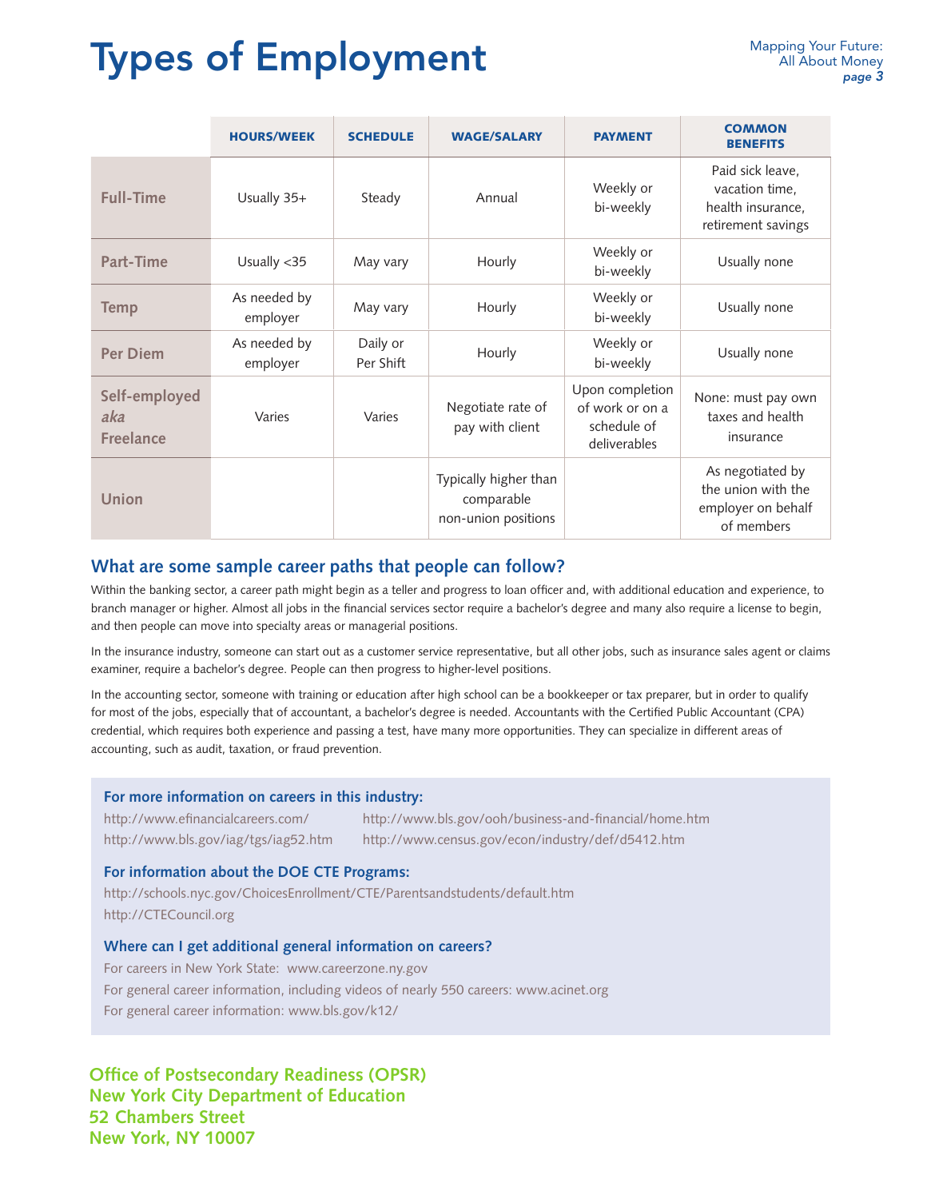# Types of Employment

| | HOURS/WEEK | SCHEDULE | WAGE/SALARY | PAYMENT | COMMON BENEFITS |
|---|---|---|---|---|---|
| **Full-Time** | Usually 35+ | Steady | Annual | Weekly or bi-weekly | Paid sick leave, vacation time, health insurance, retirement savings |
| **Part-Time** | Usually <35 | May vary | Hourly | Weekly or bi-weekly | Usually none |
| **Temp** | As needed by employer | May vary | Hourly | Weekly or bi-weekly | Usually none |
| **Per Diem** | As needed by employer | Daily or Per Shift | Hourly | Weekly or bi-weekly | Usually none |
| **Self-employed *aka* Freelance** | Varies | Varies | Negotiate rate of pay with client | Upon completion of work or on a schedule of deliverables | None: must pay own taxes and health insurance |
| **Union** | | | Typically higher than comparable non-union positions | | As negotiated by the union with the employer on behalf of members |

## What are some sample career paths that people can follow?

Within the banking sector, a career path might begin as a teller and progress to loan officer and, with additional education and experience, to branch manager or higher. Almost all jobs in the financial services sector require a bachelor's degree and many also require a license to begin, and then people can move into specialty areas or managerial positions.

In the insurance industry, someone can start out as a customer service representative, but all other jobs, such as insurance sales agent or claims examiner, require a bachelor's degree. People can then progress to higher-level positions.

In the accounting sector, someone with training or education after high school can be a bookkeeper or tax preparer, but in order to qualify for most of the jobs, especially that of accountant, a bachelor's degree is needed. Accountants with the Certified Public Accountant (CPA) credential, which requires both experience and passing a test, have many more opportunities. They can specialize in different areas of accounting, such as audit, taxation, or fraud prevention.

### For more information on careers in this industry:

http://www.efinancialcareers.com/
http://www.bls.gov/iag/tgs/iag52.htm
http://www.bls.gov/ooh/business-and-financial/home.htm
http://www.census.gov/econ/industry/def/d5412.htm

### For information about the DOE CTE Programs:

http://schools.nyc.gov/ChoicesEnrollment/CTE/Parentsandstudents/default.htm
http://CTECouncil.org

### Where can I get additional general information on careers?

For careers in New York State: www.careerzone.ny.gov
For general career information, including videos of nearly 550 careers: www.acinet.org
For general career information: www.bls.gov/k12/

**Office of Postsecondary Readiness (OPSR)**
**New York City Department of Education**
**52 Chambers Street**
**New York, NY 10007**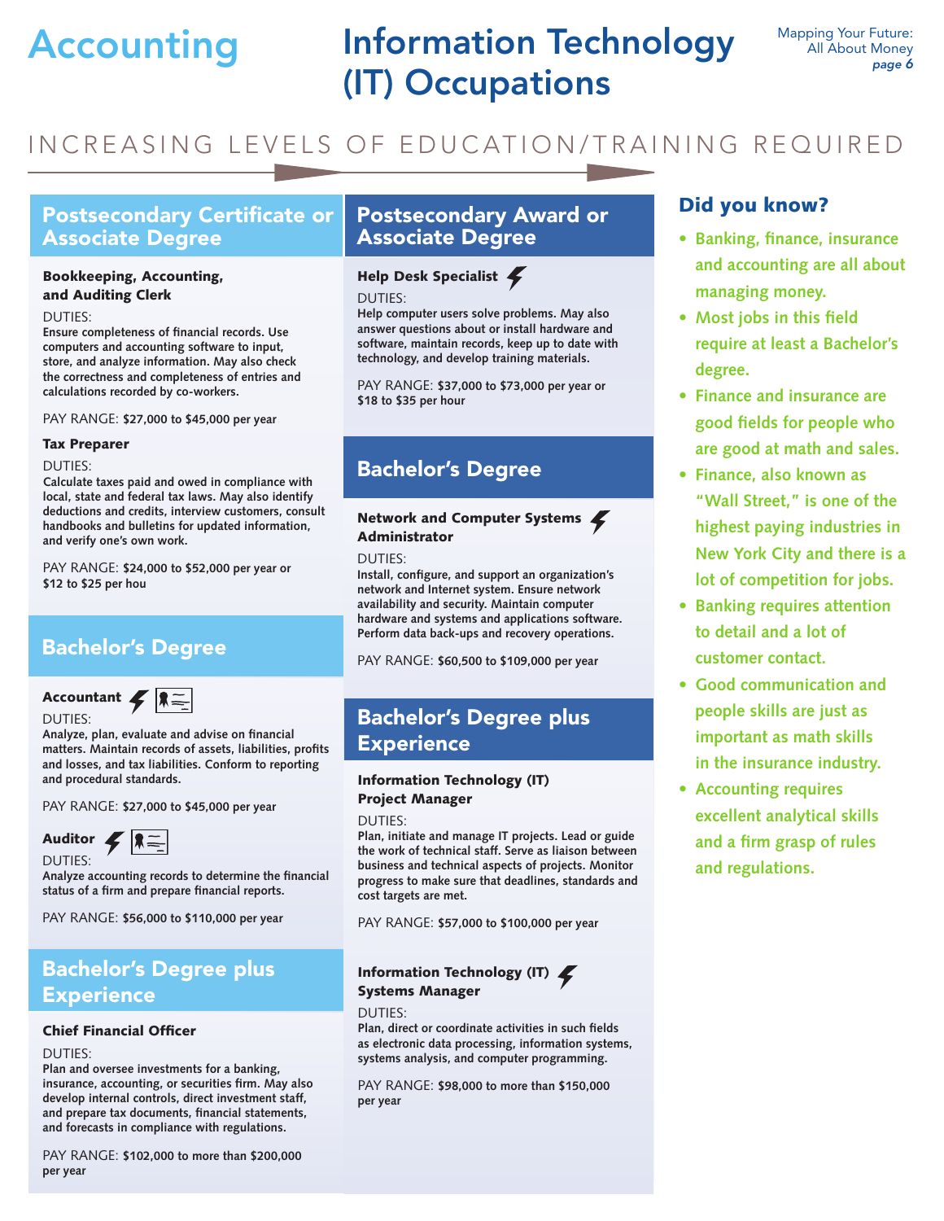# Accounting

# Information Technology (IT) Occupations

INCREASING LEVELS OF EDUCATION/TRAINING REQUIRED

## Accounting

### Postsecondary Certificate or Associate Degree

**Bookkeeping, Accounting, and Auditing Clerk**

DUTIES:
**Ensure completeness of financial records. Use computers and accounting software to input, store, and analyze information. May also check the correctness and completeness of entries and calculations recorded by co-workers.**

PAY RANGE: **$27,000 to $45,000 per year**

**Tax Preparer**

DUTIES:
**Calculate taxes paid and owed in compliance with local, state and federal tax laws. May also identify deductions and credits, interview customers, consult handbooks and bulletins for updated information, and verify one's own work.**

PAY RANGE: **$24,000 to $52,000 per year or $12 to $25 per hou**

### Bachelor's Degree

**Accountant**

DUTIES:
**Analyze, plan, evaluate and advise on financial matters. Maintain records of assets, liabilities, profits and losses, and tax liabilities. Conform to reporting and procedural standards.**

PAY RANGE: **$27,000 to $45,000 per year**

**Auditor**

DUTIES:
**Analyze accounting records to determine the financial status of a firm and prepare financial reports.**

PAY RANGE: **$56,000 to $110,000 per year**

### Bachelor's Degree plus Experience

**Chief Financial Officer**

DUTIES:
**Plan and oversee investments for a banking, insurance, accounting, or securities firm. May also develop internal controls, direct investment staff, and prepare tax documents, financial statements, and forecasts in compliance with regulations.**

PAY RANGE: **$102,000 to more than $200,000 per year**

## Information Technology (IT) Occupations

### Postsecondary Award or Associate Degree

**Help Desk Specialist**

DUTIES:
**Help computer users solve problems. May also answer questions about or install hardware and software, maintain records, keep up to date with technology, and develop training materials.**

PAY RANGE: **$37,000 to $73,000 per year or $18 to $35 per hour**

### Bachelor's Degree

**Network and Computer Systems Administrator**

DUTIES:
**Install, configure, and support an organization's network and Internet system. Ensure network availability and security. Maintain computer hardware and systems and applications software. Perform data back-ups and recovery operations.**

PAY RANGE: **$60,500 to $109,000 per year**

### Bachelor's Degree plus Experience

**Information Technology (IT) Project Manager**

DUTIES:
**Plan, initiate and manage IT projects. Lead or guide the work of technical staff. Serve as liaison between business and technical aspects of projects. Monitor progress to make sure that deadlines, standards and cost targets are met.**

PAY RANGE: **$57,000 to $100,000 per year**

**Information Technology (IT) Systems Manager**

DUTIES:
**Plan, direct or coordinate activities in such fields as electronic data processing, information systems, systems analysis, and computer programming.**

PAY RANGE: **$98,000 to more than $150,000 per year**

## Did you know?

- **Banking, finance, insurance and accounting are all about managing money.**
- **Most jobs in this field require at least a Bachelor's degree.**
- **Finance and insurance are good fields for people who are good at math and sales.**
- **Finance, also known as "Wall Street," is one of the highest paying industries in New York City and there is a lot of competition for jobs.**
- **Banking requires attention to detail and a lot of customer contact.**
- **Good communication and people skills are just as important as math skills in the insurance industry.**
- **Accounting requires excellent analytical skills and a firm grasp of rules and regulations.**